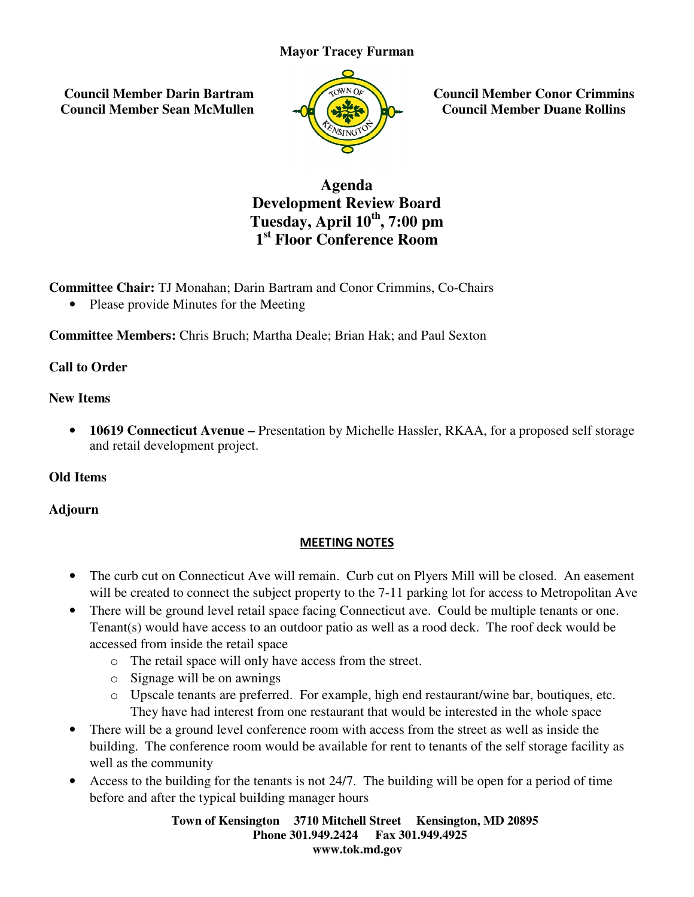**Mayor Tracey Furman**

**Council Member Darin Bartram**
**Council Member Sean McMullen**

**Council Member Conor Crimmins**
**Council Member Duane Rollins**

# Agenda
# Development Review Board
# Tuesday, April 10th, 7:00 pm
# 1st Floor Conference Room

**Committee Chair:** TJ Monahan; Darin Bartram and Conor Crimmins, Co-Chairs

- Please provide Minutes for the Meeting

**Committee Members:** Chris Bruch; Martha Deale; Brian Hak; and Paul Sexton

**Call to Order**

**New Items**

- **10619 Connecticut Avenue –** Presentation by Michelle Hassler, RKAA, for a proposed self storage and retail development project.

**Old Items**

**Adjourn**

## MEETING NOTES

- The curb cut on Connecticut Ave will remain. Curb cut on Plyers Mill will be closed. An easement will be created to connect the subject property to the 7-11 parking lot for access to Metropolitan Ave
- There will be ground level retail space facing Connecticut ave. Could be multiple tenants or one. Tenant(s) would have access to an outdoor patio as well as a rood deck. The roof deck would be accessed from inside the retail space
  - The retail space will only have access from the street.
  - Signage will be on awnings
  - Upscale tenants are preferred. For example, high end restaurant/wine bar, boutiques, etc. They have had interest from one restaurant that would be interested in the whole space
- There will be a ground level conference room with access from the street as well as inside the building. The conference room would be available for rent to tenants of the self storage facility as well as the community
- Access to the building for the tenants is not 24/7. The building will be open for a period of time before and after the typical building manager hours

Town of Kensington 3710 Mitchell Street Kensington, MD 20895
Phone 301.949.2424 Fax 301.949.4925
www.tok.md.gov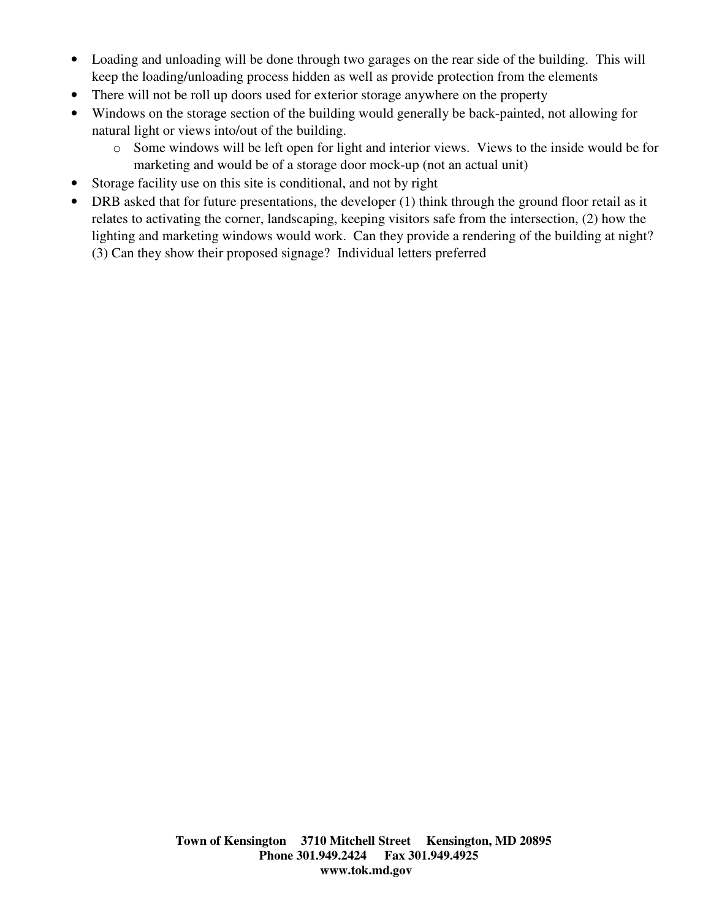- Loading and unloading will be done through two garages on the rear side of the building. This will keep the loading/unloading process hidden as well as provide protection from the elements
- There will not be roll up doors used for exterior storage anywhere on the property
- Windows on the storage section of the building would generally be back-painted, not allowing for natural light or views into/out of the building.
  - Some windows will be left open for light and interior views. Views to the inside would be for marketing and would be of a storage door mock-up (not an actual unit)
- Storage facility use on this site is conditional, and not by right
- DRB asked that for future presentations, the developer (1) think through the ground floor retail as it relates to activating the corner, landscaping, keeping visitors safe from the intersection, (2) how the lighting and marketing windows would work. Can they provide a rendering of the building at night? (3) Can they show their proposed signage? Individual letters preferred